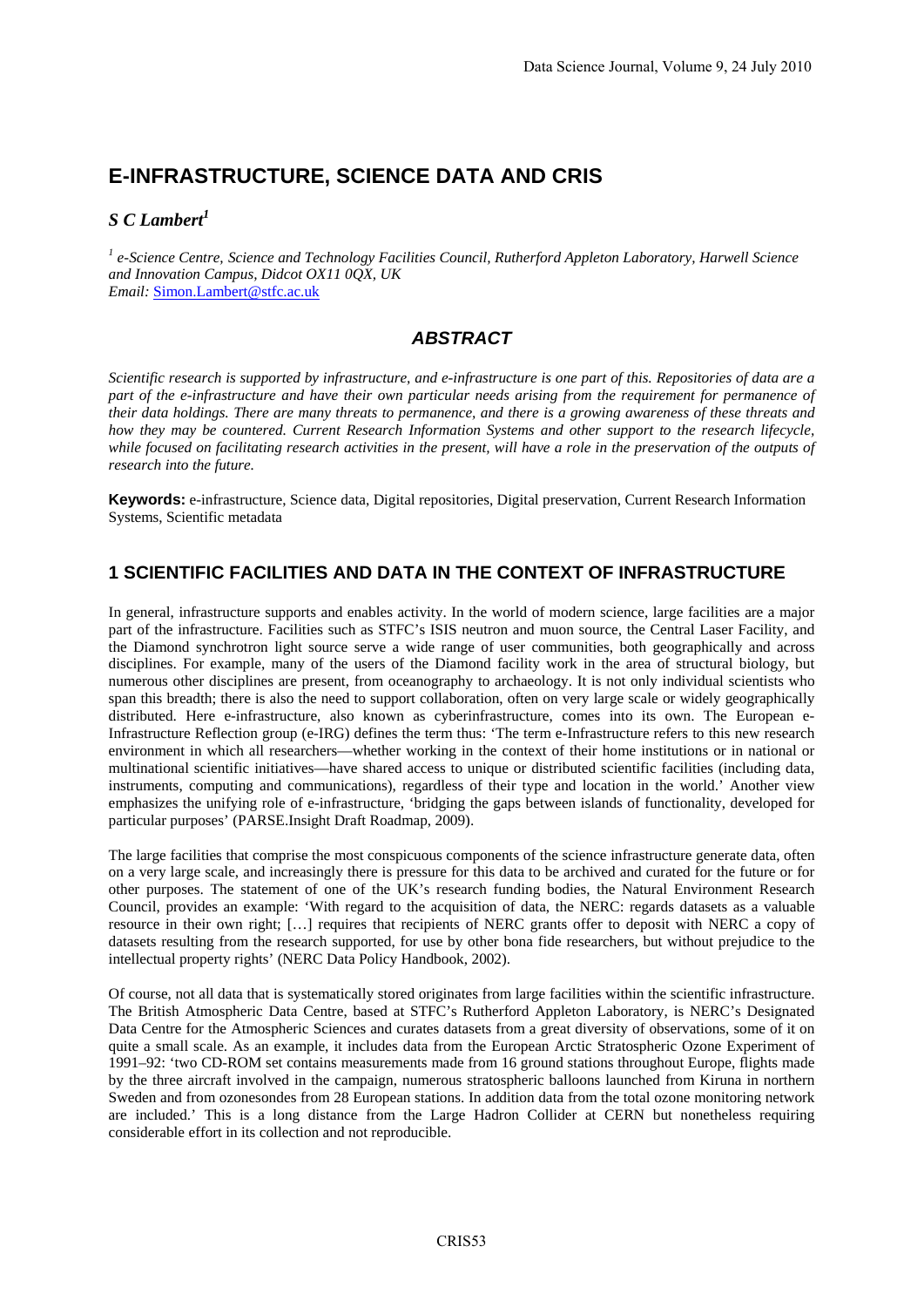# E-INFRASTRUCTURE, SCIENCE DATA AND CRIS

***S C Lambert*[1]**

[1] *e-Science Centre, Science and Technology Facilities Council, Rutherford Appleton Laboratory, Harwell Science and Innovation Campus, Didcot OX11 0QX, UK*
*Email:* Simon.Lambert@stfc.ac.uk

## *ABSTRACT*

*Scientific research is supported by infrastructure, and e-infrastructure is one part of this. Repositories of data are a part of the e-infrastructure and have their own particular needs arising from the requirement for permanence of their data holdings. There are many threats to permanence, and there is a growing awareness of these threats and how they may be countered. Current Research Information Systems and other support to the research lifecycle, while focused on facilitating research activities in the present, will have a role in the preservation of the outputs of research into the future.*

**Keywords:** e-infrastructure, Science data, Digital repositories, Digital preservation, Current Research Information Systems, Scientific metadata

## 1 SCIENTIFIC FACILITIES AND DATA IN THE CONTEXT OF INFRASTRUCTURE

In general, infrastructure supports and enables activity. In the world of modern science, large facilities are a major part of the infrastructure. Facilities such as STFC's ISIS neutron and muon source, the Central Laser Facility, and the Diamond synchrotron light source serve a wide range of user communities, both geographically and across disciplines. For example, many of the users of the Diamond facility work in the area of structural biology, but numerous other disciplines are present, from oceanography to archaeology. It is not only individual scientists who span this breadth; there is also the need to support collaboration, often on very large scale or widely geographically distributed. Here e-infrastructure, also known as cyberinfrastructure, comes into its own. The European e-Infrastructure Reflection group (e-IRG) defines the term thus: 'The term e-Infrastructure refers to this new research environment in which all researchers—whether working in the context of their home institutions or in national or multinational scientific initiatives—have shared access to unique or distributed scientific facilities (including data, instruments, computing and communications), regardless of their type and location in the world.' Another view emphasizes the unifying role of e-infrastructure, 'bridging the gaps between islands of functionality, developed for particular purposes' (PARSE.Insight Draft Roadmap, 2009).

The large facilities that comprise the most conspicuous components of the science infrastructure generate data, often on a very large scale, and increasingly there is pressure for this data to be archived and curated for the future or for other purposes. The statement of one of the UK's research funding bodies, the Natural Environment Research Council, provides an example: 'With regard to the acquisition of data, the NERC: regards datasets as a valuable resource in their own right; […] requires that recipients of NERC grants offer to deposit with NERC a copy of datasets resulting from the research supported, for use by other bona fide researchers, but without prejudice to the intellectual property rights' (NERC Data Policy Handbook, 2002).

Of course, not all data that is systematically stored originates from large facilities within the scientific infrastructure. The British Atmospheric Data Centre, based at STFC's Rutherford Appleton Laboratory, is NERC's Designated Data Centre for the Atmospheric Sciences and curates datasets from a great diversity of observations, some of it on quite a small scale. As an example, it includes data from the European Arctic Stratospheric Ozone Experiment of 1991–92: 'two CD-ROM set contains measurements made from 16 ground stations throughout Europe, flights made by the three aircraft involved in the campaign, numerous stratospheric balloons launched from Kiruna in northern Sweden and from ozonesondes from 28 European stations. In addition data from the total ozone monitoring network are included.' This is a long distance from the Large Hadron Collider at CERN but nonetheless requiring considerable effort in its collection and not reproducible.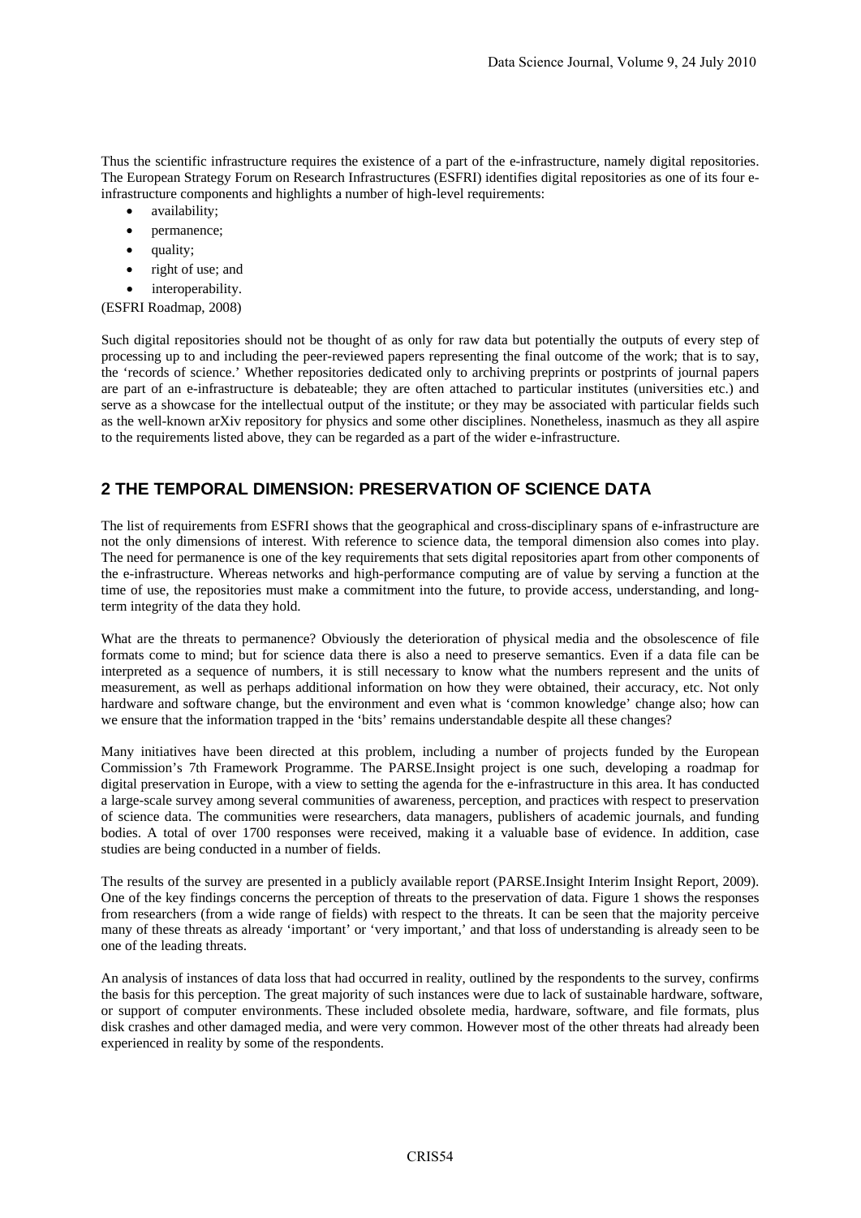Thus the scientific infrastructure requires the existence of a part of the e-infrastructure, namely digital repositories. The European Strategy Forum on Research Infrastructures (ESFRI) identifies digital repositories as one of its four e-infrastructure components and highlights a number of high-level requirements:

- availability;
- permanence;
- quality;
- right of use; and
- interoperability.

(ESFRI Roadmap, 2008)

Such digital repositories should not be thought of as only for raw data but potentially the outputs of every step of processing up to and including the peer-reviewed papers representing the final outcome of the work; that is to say, the 'records of science.' Whether repositories dedicated only to archiving preprints or postprints of journal papers are part of an e-infrastructure is debateable; they are often attached to particular institutes (universities etc.) and serve as a showcase for the intellectual output of the institute; or they may be associated with particular fields such as the well-known arXiv repository for physics and some other disciplines. Nonetheless, inasmuch as they all aspire to the requirements listed above, they can be regarded as a part of the wider e-infrastructure.

## 2 THE TEMPORAL DIMENSION: PRESERVATION OF SCIENCE DATA

The list of requirements from ESFRI shows that the geographical and cross-disciplinary spans of e-infrastructure are not the only dimensions of interest. With reference to science data, the temporal dimension also comes into play. The need for permanence is one of the key requirements that sets digital repositories apart from other components of the e-infrastructure. Whereas networks and high-performance computing are of value by serving a function at the time of use, the repositories must make a commitment into the future, to provide access, understanding, and long-term integrity of the data they hold.

What are the threats to permanence? Obviously the deterioration of physical media and the obsolescence of file formats come to mind; but for science data there is also a need to preserve semantics. Even if a data file can be interpreted as a sequence of numbers, it is still necessary to know what the numbers represent and the units of measurement, as well as perhaps additional information on how they were obtained, their accuracy, etc. Not only hardware and software change, but the environment and even what is 'common knowledge' change also; how can we ensure that the information trapped in the 'bits' remains understandable despite all these changes?

Many initiatives have been directed at this problem, including a number of projects funded by the European Commission's 7th Framework Programme. The PARSE.Insight project is one such, developing a roadmap for digital preservation in Europe, with a view to setting the agenda for the e-infrastructure in this area. It has conducted a large-scale survey among several communities of awareness, perception, and practices with respect to preservation of science data. The communities were researchers, data managers, publishers of academic journals, and funding bodies. A total of over 1700 responses were received, making it a valuable base of evidence. In addition, case studies are being conducted in a number of fields.

The results of the survey are presented in a publicly available report (PARSE.Insight Interim Insight Report, 2009). One of the key findings concerns the perception of threats to the preservation of data. Figure 1 shows the responses from researchers (from a wide range of fields) with respect to the threats. It can be seen that the majority perceive many of these threats as already 'important' or 'very important,' and that loss of understanding is already seen to be one of the leading threats.

An analysis of instances of data loss that had occurred in reality, outlined by the respondents to the survey, confirms the basis for this perception. The great majority of such instances were due to lack of sustainable hardware, software, or support of computer environments. These included obsolete media, hardware, software, and file formats, plus disk crashes and other damaged media, and were very common. However most of the other threats had already been experienced in reality by some of the respondents.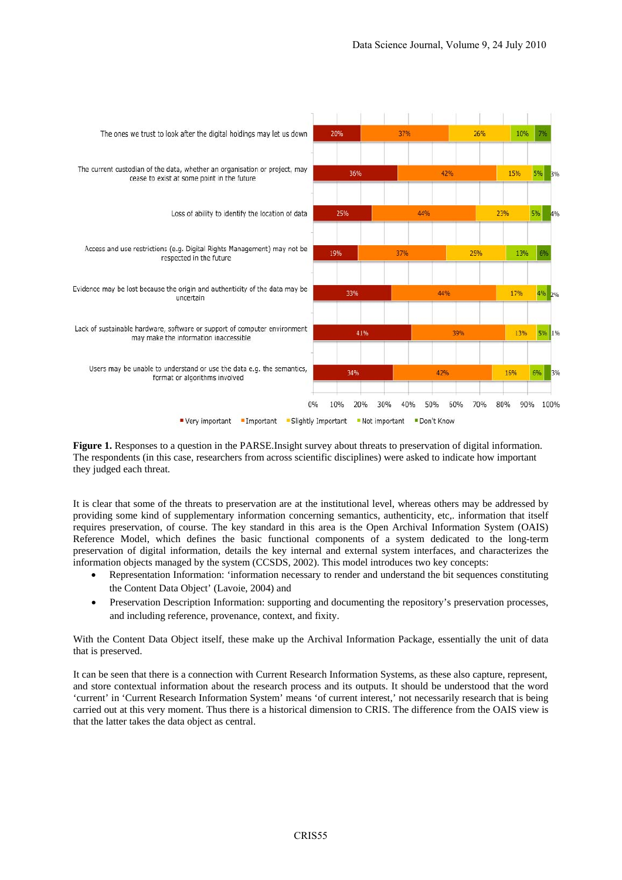| Threat | Very important | Important | Slightly Important | Not important | Don't Know |
|---|---|---|---|---|---|
| The ones we trust to look after the digital holdings may let us down | 20% | 37% | 26% | 10% | 7% |
| The current custodian of the data, whether an organisation or project, may cease to exist at some point in the future | 36% | 42% | 15% | 5% | 3% |
| Loss of ability to identify the location of data | 25% | 44% | 23% | 5% | 4% |
| Access and use restrictions (e.g. Digital Rights Management) may not be respected in the future | 19% | 37% | 25% | 13% | 6% |
| Evidence may be lost because the origin and authenticity of the data may be uncertain | 33% | 44% | 17% | 4% | 2% |
| Lack of sustainable hardware, software or support of computer environment may make the information inaccessible | 41% | 39% | 13% | 5% | 1% |
| Users may be unable to understand or use the data e.g. the semantics, format or algorithms involved | 34% | 42% | 16% | 6% | 3% |

**Figure 1.** Responses to a question in the PARSE.Insight survey about threats to preservation of digital information. The respondents (in this case, researchers from across scientific disciplines) were asked to indicate how important they judged each threat.

It is clear that some of the threats to preservation are at the institutional level, whereas others may be addressed by providing some kind of supplementary information concerning semantics, authenticity, etc,. information that itself requires preservation, of course. The key standard in this area is the Open Archival Information System (OAIS) Reference Model, which defines the basic functional components of a system dedicated to the long-term preservation of digital information, details the key internal and external system interfaces, and characterizes the information objects managed by the system (CCSDS, 2002). This model introduces two key concepts:

- Representation Information: 'information necessary to render and understand the bit sequences constituting the Content Data Object' (Lavoie, 2004) and
- Preservation Description Information: supporting and documenting the repository's preservation processes, and including reference, provenance, context, and fixity.

With the Content Data Object itself, these make up the Archival Information Package, essentially the unit of data that is preserved.

It can be seen that there is a connection with Current Research Information Systems, as these also capture, represent, and store contextual information about the research process and its outputs. It should be understood that the word 'current' in 'Current Research Information System' means 'of current interest,' not necessarily research that is being carried out at this very moment. Thus there is a historical dimension to CRIS. The difference from the OAIS view is that the latter takes the data object as central.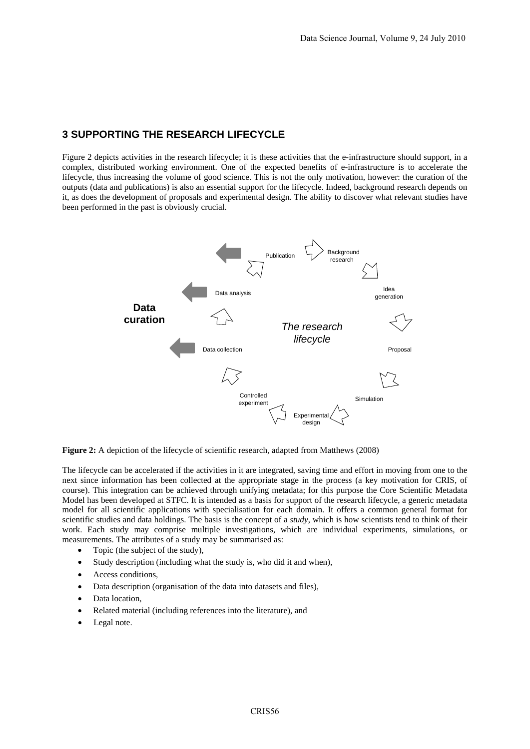## 3 SUPPORTING THE RESEARCH LIFECYCLE

Figure 2 depicts activities in the research lifecycle; it is these activities that the e-infrastructure should support, in a complex, distributed working environment. One of the expected benefits of e-infrastructure is to accelerate the lifecycle, thus increasing the volume of good science. This is not the only motivation, however: the curation of the outputs (data and publications) is also an essential support for the lifecycle. Indeed, background research depends on it, as does the development of proposals and experimental design. The ability to discover what relevant studies have been performed in the past is obviously crucial.

**Figure 2:** A depiction of the lifecycle of scientific research, adapted from Matthews (2008)

The lifecycle can be accelerated if the activities in it are integrated, saving time and effort in moving from one to the next since information has been collected at the appropriate stage in the process (a key motivation for CRIS, of course). This integration can be achieved through unifying metadata; for this purpose the Core Scientific Metadata Model has been developed at STFC. It is intended as a basis for support of the research lifecycle, a generic metadata model for all scientific applications with specialisation for each domain. It offers a common general format for scientific studies and data holdings. The basis is the concept of a *study*, which is how scientists tend to think of their work. Each study may comprise multiple investigations, which are individual experiments, simulations, or measurements. The attributes of a study may be summarised as:

- Topic (the subject of the study),
- Study description (including what the study is, who did it and when),
- Access conditions,
- Data description (organisation of the data into datasets and files),
- Data location,
- Related material (including references into the literature), and
- Legal note.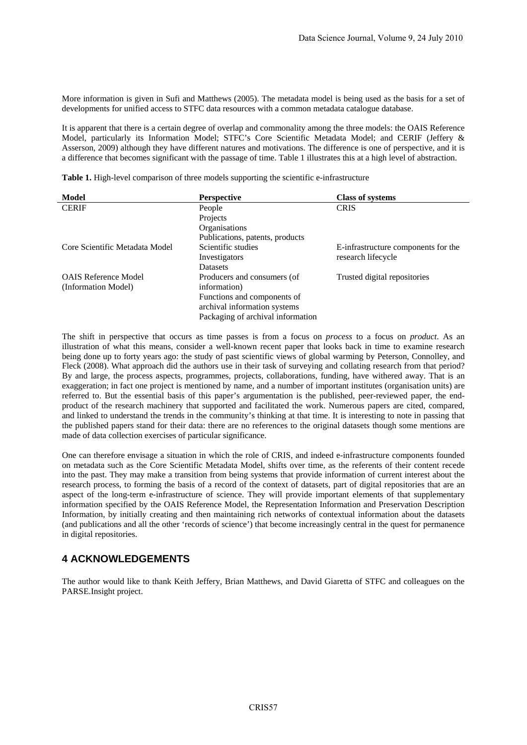More information is given in Sufi and Matthews (2005). The metadata model is being used as the basis for a set of developments for unified access to STFC data resources with a common metadata catalogue database.

It is apparent that there is a certain degree of overlap and commonality among the three models: the OAIS Reference Model, particularly its Information Model; STFC's Core Scientific Metadata Model; and CERIF (Jeffery & Asserson, 2009) although they have different natures and motivations. The difference is one of perspective, and it is a difference that becomes significant with the passage of time. Table 1 illustrates this at a high level of abstraction.

**Table 1.** High-level comparison of three models supporting the scientific e-infrastructure

| Model | Perspective | Class of systems |
|---|---|---|
| CERIF | People<br>Projects<br>Organisations<br>Publications, patents, products | CRIS |
| Core Scientific Metadata Model | Scientific studies<br>Investigators<br>Datasets | E-infrastructure components for the research lifecycle |
| OAIS Reference Model (Information Model) | Producers and consumers (of information)<br>Functions and components of archival information systems<br>Packaging of archival information | Trusted digital repositories |

The shift in perspective that occurs as time passes is from a focus on *process* to a focus on *product*. As an illustration of what this means, consider a well-known recent paper that looks back in time to examine research being done up to forty years ago: the study of past scientific views of global warming by Peterson, Connolley, and Fleck (2008). What approach did the authors use in their task of surveying and collating research from that period? By and large, the process aspects, programmes, projects, collaborations, funding, have withered away. That is an exaggeration; in fact one project is mentioned by name, and a number of important institutes (organisation units) are referred to. But the essential basis of this paper's argumentation is the published, peer-reviewed paper, the end-product of the research machinery that supported and facilitated the work. Numerous papers are cited, compared, and linked to understand the trends in the community's thinking at that time. It is interesting to note in passing that the published papers stand for their data: there are no references to the original datasets though some mentions are made of data collection exercises of particular significance.

One can therefore envisage a situation in which the role of CRIS, and indeed e-infrastructure components founded on metadata such as the Core Scientific Metadata Model, shifts over time, as the referents of their content recede into the past. They may make a transition from being systems that provide information of current interest about the research process, to forming the basis of a record of the context of datasets, part of digital repositories that are an aspect of the long-term e-infrastructure of science. They will provide important elements of that supplementary information specified by the OAIS Reference Model, the Representation Information and Preservation Description Information, by initially creating and then maintaining rich networks of contextual information about the datasets (and publications and all the other 'records of science') that become increasingly central in the quest for permanence in digital repositories.

## 4 ACKNOWLEDGEMENTS

The author would like to thank Keith Jeffery, Brian Matthews, and David Giaretta of STFC and colleagues on the PARSE.Insight project.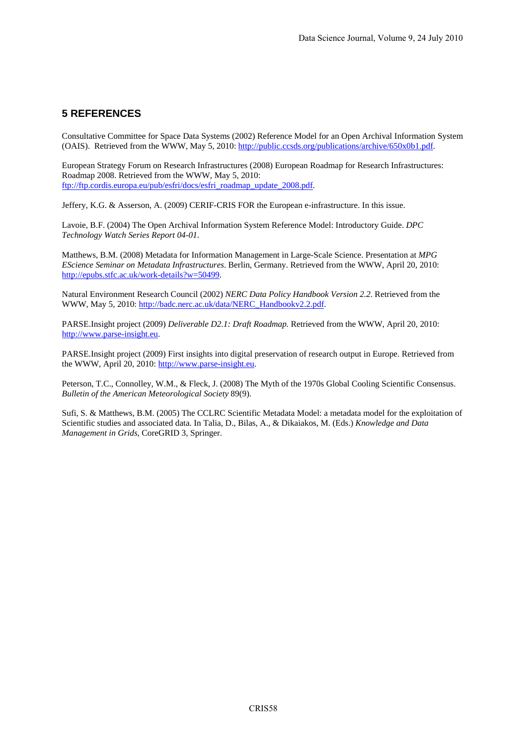## 5 REFERENCES

Consultative Committee for Space Data Systems (2002) Reference Model for an Open Archival Information System (OAIS). Retrieved from the WWW, May 5, 2010: http://public.ccsds.org/publications/archive/650x0b1.pdf.

European Strategy Forum on Research Infrastructures (2008) European Roadmap for Research Infrastructures: Roadmap 2008. Retrieved from the WWW, May 5, 2010: ftp://ftp.cordis.europa.eu/pub/esfri/docs/esfri_roadmap_update_2008.pdf.

Jeffery, K.G. & Asserson, A. (2009) CERIF-CRIS FOR the European e-infrastructure. In this issue.

Lavoie, B.F. (2004) The Open Archival Information System Reference Model: Introductory Guide. *DPC Technology Watch Series Report 04-01*.

Matthews, B.M. (2008) Metadata for Information Management in Large-Scale Science. Presentation at *MPG EScience Seminar on Metadata Infrastructures*. Berlin, Germany. Retrieved from the WWW, April 20, 2010: http://epubs.stfc.ac.uk/work-details?w=50499.

Natural Environment Research Council (2002) *NERC Data Policy Handbook Version 2.2*. Retrieved from the WWW, May 5, 2010: http://badc.nerc.ac.uk/data/NERC_Handbookv2.2.pdf.

PARSE.Insight project (2009) *Deliverable D2.1: Draft Roadmap.* Retrieved from the WWW, April 20, 2010: http://www.parse-insight.eu.

PARSE.Insight project (2009) First insights into digital preservation of research output in Europe. Retrieved from the WWW, April 20, 2010: http://www.parse-insight.eu.

Peterson, T.C., Connolley, W.M., & Fleck, J. (2008) The Myth of the 1970s Global Cooling Scientific Consensus. *Bulletin of the American Meteorological Society* 89(9).

Sufi, S. & Matthews, B.M. (2005) The CCLRC Scientific Metadata Model: a metadata model for the exploitation of Scientific studies and associated data. In Talia, D., Bilas, A., & Dikaiakos, M. (Eds.) *Knowledge and Data Management in Grids*, CoreGRID 3, Springer.